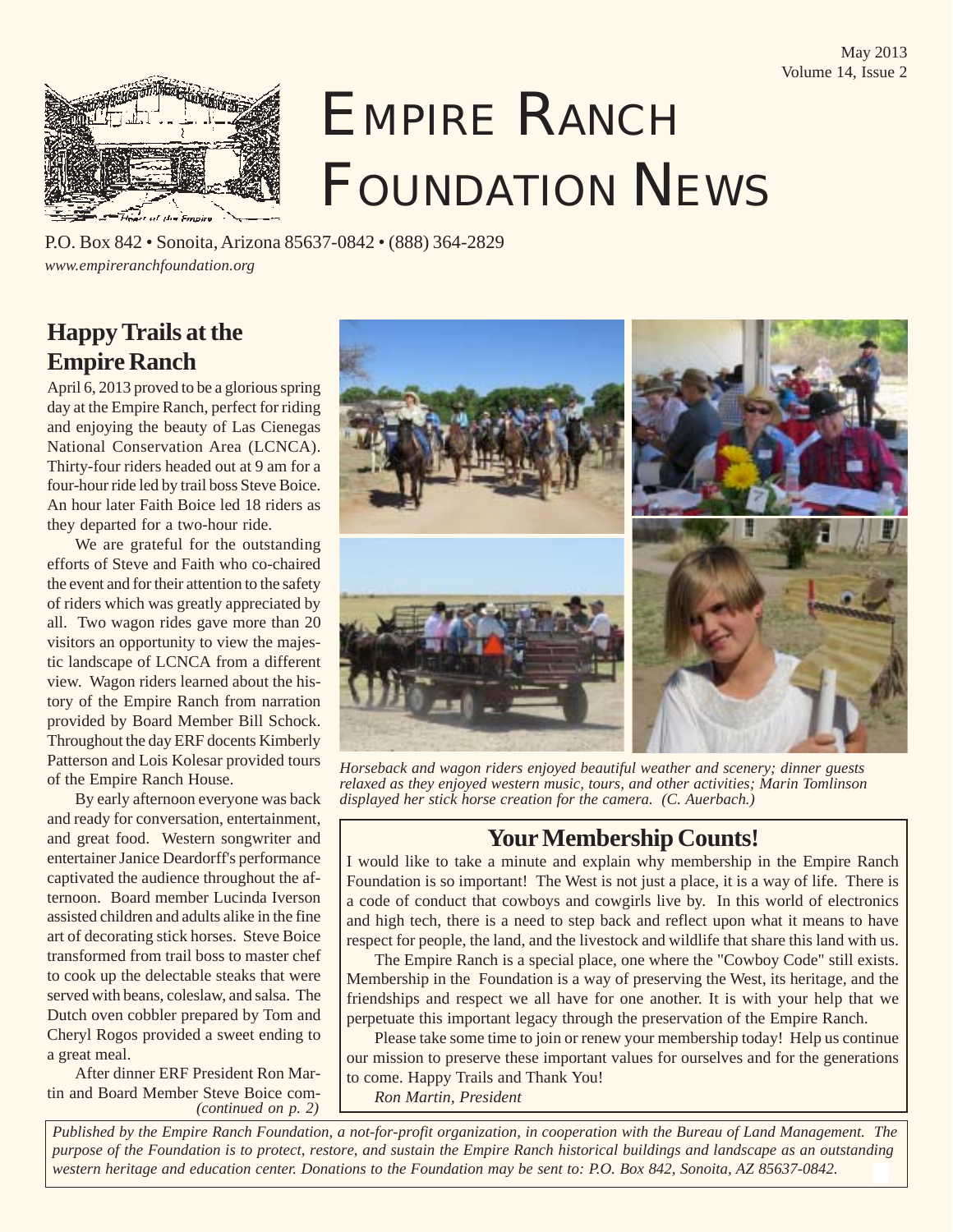# EMPIRE RANCH FOUNDATION NEWS

P.O. Box 842 • Sonoita, Arizona 85637-0842 • (888) 364-2829
*www.empireranchfoundation.org*

## Happy Trails at the Empire Ranch

April 6, 2013 proved to be a glorious spring day at the Empire Ranch, perfect for riding and enjoying the beauty of Las Cienegas National Conservation Area (LCNCA). Thirty-four riders headed out at 9 am for a four-hour ride led by trail boss Steve Boice. An hour later Faith Boice led 18 riders as they departed for a two-hour ride.

We are grateful for the outstanding efforts of Steve and Faith who co-chaired the event and for their attention to the safety of riders which was greatly appreciated by all. Two wagon rides gave more than 20 visitors an opportunity to view the majestic landscape of LCNCA from a different view. Wagon riders learned about the history of the Empire Ranch from narration provided by Board Member Bill Schock. Throughout the day ERF docents Kimberly Patterson and Lois Kolesar provided tours of the Empire Ranch House.

By early afternoon everyone was back and ready for conversation, entertainment, and great food. Western songwriter and entertainer Janice Deardorff's performance captivated the audience throughout the afternoon. Board member Lucinda Iverson assisted children and adults alike in the fine art of decorating stick horses. Steve Boice transformed from trail boss to master chef to cook up the delectable steaks that were served with beans, coleslaw, and salsa. The Dutch oven cobbler prepared by Tom and Cheryl Rogos provided a sweet ending to a great meal.

After dinner ERF President Ron Martin and Board Member Steve Boice com-
*(continued on p. 2)*

*Horseback and wagon riders enjoyed beautiful weather and scenery; dinner guests relaxed as they enjoyed western music, tours, and other activities; Marin Tomlinson displayed her stick horse creation for the camera. (C. Auerbach.)*

## Your Membership Counts!

I would like to take a minute and explain why membership in the Empire Ranch Foundation is so important! The West is not just a place, it is a way of life. There is a code of conduct that cowboys and cowgirls live by. In this world of electronics and high tech, there is a need to step back and reflect upon what it means to have respect for people, the land, and the livestock and wildlife that share this land with us.

The Empire Ranch is a special place, one where the "Cowboy Code" still exists. Membership in the Foundation is a way of preserving the West, its heritage, and the friendships and respect we all have for one another. It is with your help that we perpetuate this important legacy through the preservation of the Empire Ranch.

Please take some time to join or renew your membership today! Help us continue our mission to preserve these important values for ourselves and for the generations to come. Happy Trails and Thank You!

*Ron Martin, President*

*Published by the Empire Ranch Foundation, a not-for-profit organization, in cooperation with the Bureau of Land Management. The purpose of the Foundation is to protect, restore, and sustain the Empire Ranch historical buildings and landscape as an outstanding western heritage and education center. Donations to the Foundation may be sent to: P.O. Box 842, Sonoita, AZ 85637-0842.*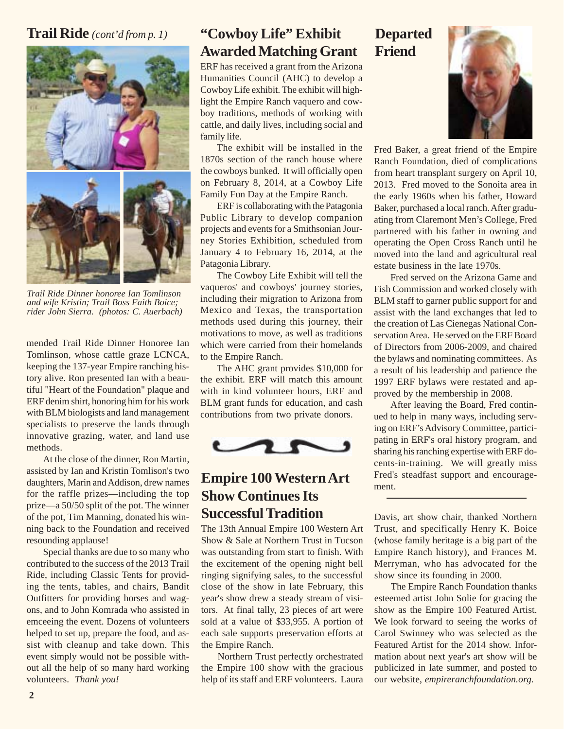## Trail Ride *(cont'd from p. 1)*

*Trail Ride Dinner honoree Ian Tomlinson and wife Kristin; Trail Boss Faith Boice; rider John Sierra. (photos: C. Auerbach)*

mended Trail Ride Dinner Honoree Ian Tomlinson, whose cattle graze LCNCA, keeping the 137-year Empire ranching history alive. Ron presented Ian with a beautiful "Heart of the Foundation" plaque and ERF denim shirt, honoring him for his work with BLM biologists and land management specialists to preserve the lands through innovative grazing, water, and land use methods.

At the close of the dinner, Ron Martin, assisted by Ian and Kristin Tomlison's two daughters, Marin and Addison, drew names for the raffle prizes—including the top prize—a 50/50 split of the pot. The winner of the pot, Tim Manning, donated his winning back to the Foundation and received resounding applause!

Special thanks are due to so many who contributed to the success of the 2013 Trail Ride, including Classic Tents for providing the tents, tables, and chairs, Bandit Outfitters for providing horses and wagons, and to John Komrada who assisted in emceeing the event. Dozens of volunteers helped to set up, prepare the food, and assist with cleanup and take down. This event simply would not be possible without all the help of so many hard working volunteers. *Thank you!*

## "Cowboy Life" Exhibit Awarded Matching Grant

ERF has received a grant from the Arizona Humanities Council (AHC) to develop a Cowboy Life exhibit. The exhibit will highlight the Empire Ranch vaquero and cowboy traditions, methods of working with cattle, and daily lives, including social and family life.

The exhibit will be installed in the 1870s section of the ranch house where the cowboys bunked. It will officially open on February 8, 2014, at a Cowboy Life Family Fun Day at the Empire Ranch.

ERF is collaborating with the Patagonia Public Library to develop companion projects and events for a Smithsonian Journey Stories Exhibition, scheduled from January 4 to February 16, 2014, at the Patagonia Library.

The Cowboy Life Exhibit will tell the vaqueros' and cowboys' journey stories, including their migration to Arizona from Mexico and Texas, the transportation methods used during this journey, their motivations to move, as well as traditions which were carried from their homelands to the Empire Ranch.

The AHC grant provides $10,000 for the exhibit. ERF will match this amount with in kind volunteer hours, ERF and BLM grant funds for education, and cash contributions from two private donors.

## Empire 100 Western Art Show Continues Its Successful Tradition

The 13th Annual Empire 100 Western Art Show & Sale at Northern Trust in Tucson was outstanding from start to finish. With the excitement of the opening night bell ringing signifying sales, to the successful close of the show in late February, this year's show drew a steady stream of visitors. At final tally, 23 pieces of art were sold at a value of $33,955. A portion of each sale supports preservation efforts at the Empire Ranch.

Northern Trust perfectly orchestrated the Empire 100 show with the gracious help of its staff and ERF volunteers. Laura Davis, art show chair, thanked Northern Trust, and specifically Henry K. Boice (whose family heritage is a big part of the Empire Ranch history), and Frances M. Merryman, who has advocated for the show since its founding in 2000.

The Empire Ranch Foundation thanks esteemed artist John Solie for gracing the show as the Empire 100 Featured Artist. We look forward to seeing the works of Carol Swinney who was selected as the Featured Artist for the 2014 show. Information about next year's art show will be publicized in late summer, and posted to our website, *empireranchfoundation.org.*

## Departed Friend

Fred Baker, a great friend of the Empire Ranch Foundation, died of complications from heart transplant surgery on April 10, 2013. Fred moved to the Sonoita area in the early 1960s when his father, Howard Baker, purchased a local ranch. After graduating from Claremont Men's College, Fred partnered with his father in owning and operating the Open Cross Ranch until he moved into the land and agricultural real estate business in the late 1970s.

Fred served on the Arizona Game and Fish Commission and worked closely with BLM staff to garner public support for and assist with the land exchanges that led to the creation of Las Cienegas National Conservation Area. He served on the ERF Board of Directors from 2006-2009, and chaired the bylaws and nominating committees. As a result of his leadership and patience the 1997 ERF bylaws were restated and approved by the membership in 2008.

After leaving the Board, Fred continued to help in many ways, including serving on ERF's Advisory Committee, participating in ERF's oral history program, and sharing his ranching expertise with ERF docents-in-training. We will greatly miss Fred's steadfast support and encouragement.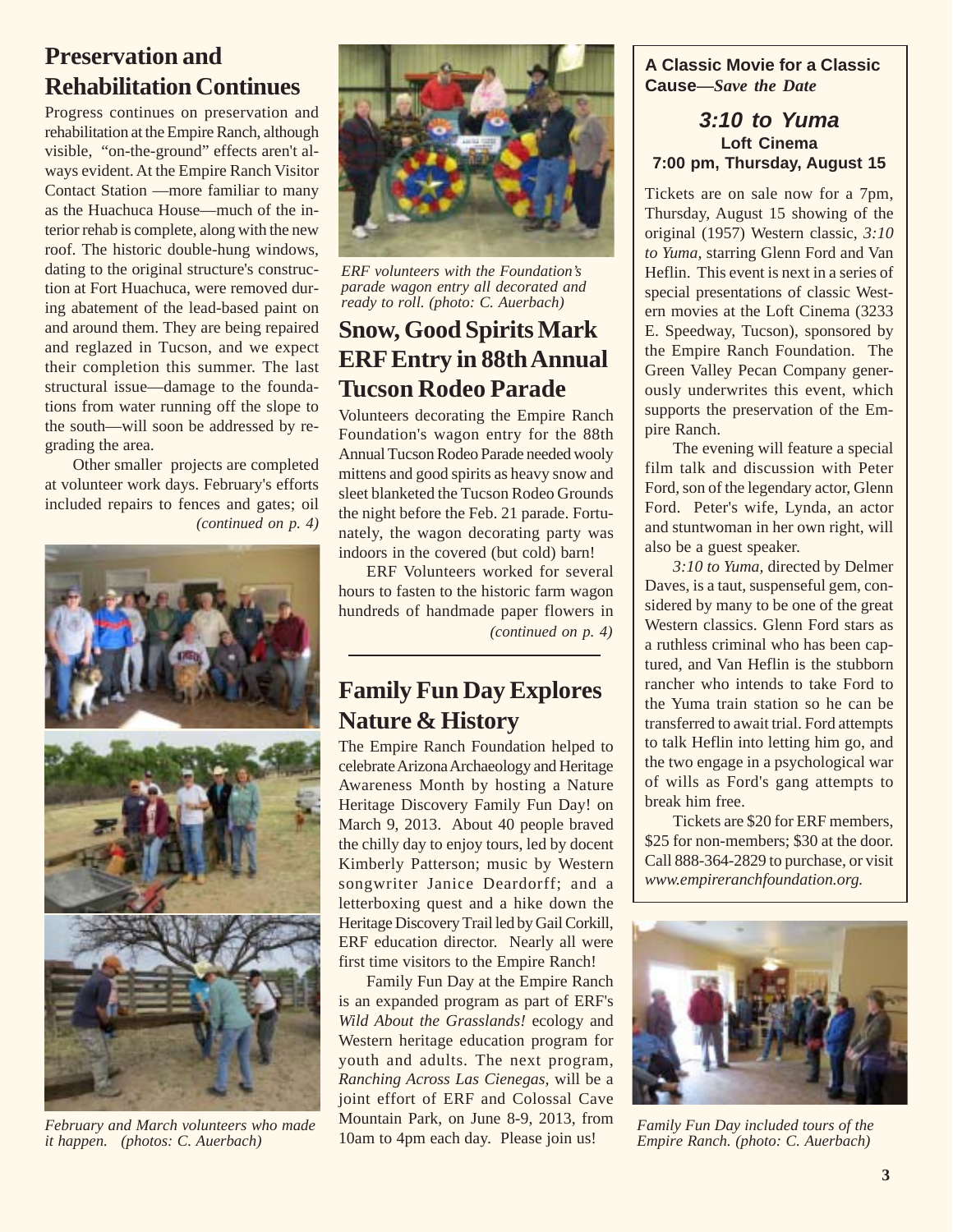## Preservation and Rehabilitation Continues

Progress continues on preservation and rehabilitation at the Empire Ranch, although visible, "on-the-ground" effects aren't always evident. At the Empire Ranch Visitor Contact Station —more familiar to many as the Huachuca House—much of the interior rehab is complete, along with the new roof. The historic double-hung windows, dating to the original structure's construction at Fort Huachuca, were removed during abatement of the lead-based paint on and around them. They are being repaired and reglazed in Tucson, and we expect their completion this summer. The last structural issue—damage to the foundations from water running off the slope to the south—will soon be addressed by regrading the area.

Other smaller projects are completed at volunteer work days. February's efforts included repairs to fences and gates; oil *(continued on p. 4)*

*February and March volunteers who made it happen. (photos: C. Auerbach)*

*ERF volunteers with the Foundation's parade wagon entry all decorated and ready to roll. (photo: C. Auerbach)*

## Snow, Good Spirits Mark ERF Entry in 88th Annual Tucson Rodeo Parade

Volunteers decorating the Empire Ranch Foundation's wagon entry for the 88th Annual Tucson Rodeo Parade needed wooly mittens and good spirits as heavy snow and sleet blanketed the Tucson Rodeo Grounds the night before the Feb. 21 parade. Fortunately, the wagon decorating party was indoors in the covered (but cold) barn!

ERF Volunteers worked for several hours to fasten to the historic farm wagon hundreds of handmade paper flowers in *(continued on p. 4)*

## Family Fun Day Explores Nature & History

The Empire Ranch Foundation helped to celebrate Arizona Archaeology and Heritage Awareness Month by hosting a Nature Heritage Discovery Family Fun Day! on March 9, 2013. About 40 people braved the chilly day to enjoy tours, led by docent Kimberly Patterson; music by Western songwriter Janice Deardorff; and a letterboxing quest and a hike down the Heritage Discovery Trail led by Gail Corkill, ERF education director. Nearly all were first time visitors to the Empire Ranch!

Family Fun Day at the Empire Ranch is an expanded program as part of ERF's *Wild About the Grasslands!* ecology and Western heritage education program for youth and adults. The next program, *Ranching Across Las Cienegas,* will be a joint effort of ERF and Colossal Cave Mountain Park, on June 8-9, 2013, from 10am to 4pm each day. Please join us!

**A Classic Movie for a Classic Cause—*Save the Date***

***3:10 to Yuma***
**Loft Cinema**
**7:00 pm, Thursday, August 15**

Tickets are on sale now for a 7pm, Thursday, August 15 showing of the original (1957) Western classic, *3:10 to Yuma,* starring Glenn Ford and Van Heflin. This event is next in a series of special presentations of classic Western movies at the Loft Cinema (3233 E. Speedway, Tucson), sponsored by the Empire Ranch Foundation. The Green Valley Pecan Company generously underwrites this event, which supports the preservation of the Empire Ranch.

The evening will feature a special film talk and discussion with Peter Ford, son of the legendary actor, Glenn Ford. Peter's wife, Lynda, an actor and stuntwoman in her own right, will also be a guest speaker.

*3:10 to Yuma,* directed by Delmer Daves, is a taut, suspenseful gem, considered by many to be one of the great Western classics. Glenn Ford stars as a ruthless criminal who has been captured, and Van Heflin is the stubborn rancher who intends to take Ford to the Yuma train station so he can be transferred to await trial. Ford attempts to talk Heflin into letting him go, and the two engage in a psychological war of wills as Ford's gang attempts to break him free.

Tickets are $20 for ERF members, $25 for non-members; $30 at the door. Call 888-364-2829 to purchase, or visit *www.empireranchfoundation.org.*

*Family Fun Day included tours of the Empire Ranch. (photo: C. Auerbach)*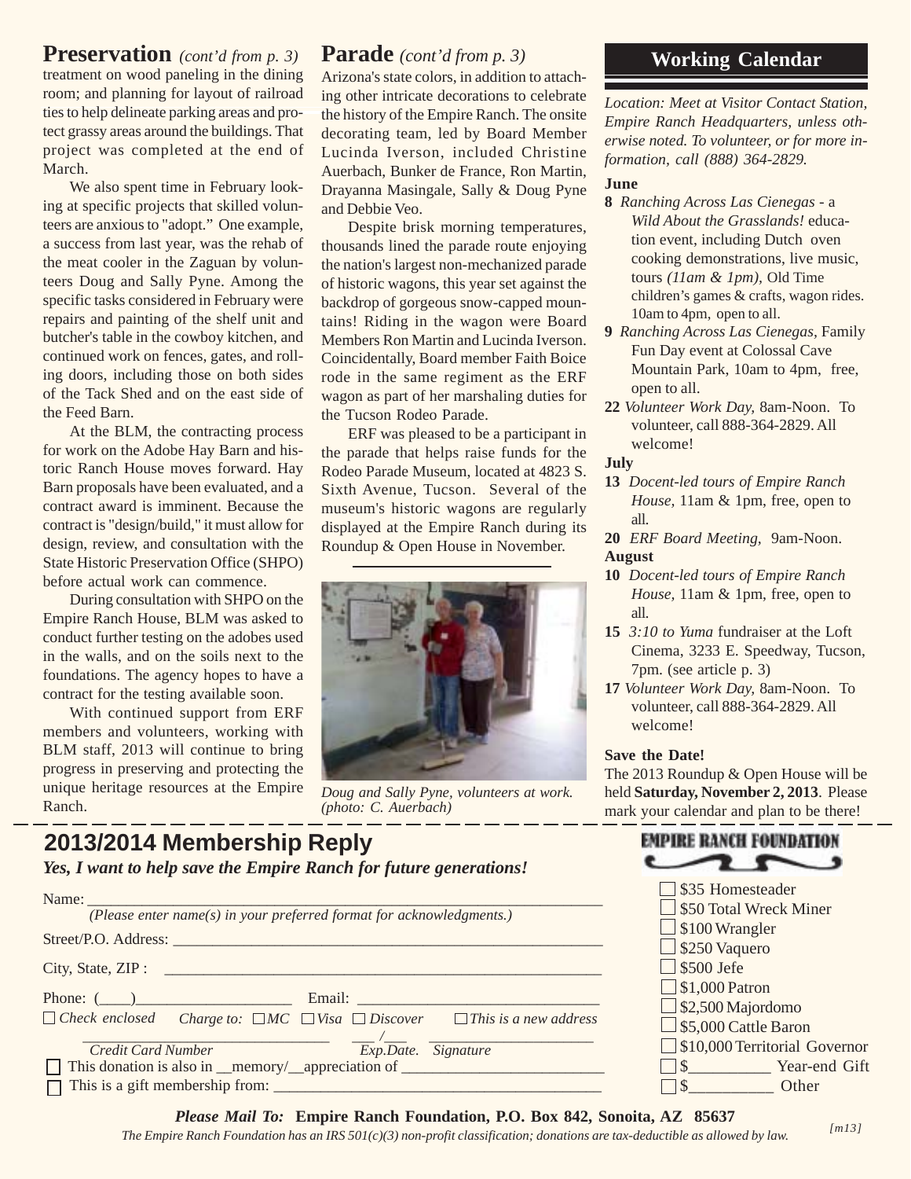## Preservation *(cont'd from p. 3)*

treatment on wood paneling in the dining room; and planning for layout of railroad ties to help delineate parking areas and protect grassy areas around the buildings. That project was completed at the end of March.

We also spent time in February looking at specific projects that skilled volunteers are anxious to "adopt." One example, a success from last year, was the rehab of the meat cooler in the Zaguan by volunteers Doug and Sally Pyne. Among the specific tasks considered in February were repairs and painting of the shelf unit and butcher's table in the cowboy kitchen, and continued work on fences, gates, and rolling doors, including those on both sides of the Tack Shed and on the east side of the Feed Barn.

At the BLM, the contracting process for work on the Adobe Hay Barn and historic Ranch House moves forward. Hay Barn proposals have been evaluated, and a contract award is imminent. Because the contract is "design/build," it must allow for design, review, and consultation with the State Historic Preservation Office (SHPO) before actual work can commence.

During consultation with SHPO on the Empire Ranch House, BLM was asked to conduct further testing on the adobes used in the walls, and on the soils next to the foundations. The agency hopes to have a contract for the testing available soon.

With continued support from ERF members and volunteers, working with BLM staff, 2013 will continue to bring progress in preserving and protecting the unique heritage resources at the Empire Ranch.

## Parade *(cont'd from p. 3)*

Arizona's state colors, in addition to attaching other intricate decorations to celebrate the history of the Empire Ranch. The onsite decorating team, led by Board Member Lucinda Iverson, included Christine Auerbach, Bunker de France, Ron Martin, Drayanna Masingale, Sally & Doug Pyne and Debbie Veo.

Despite brisk morning temperatures, thousands lined the parade route enjoying the nation's largest non-mechanized parade of historic wagons, this year set against the backdrop of gorgeous snow-capped mountains! Riding in the wagon were Board Members Ron Martin and Lucinda Iverson. Coincidentally, Board member Faith Boice rode in the same regiment as the ERF wagon as part of her marshaling duties for the Tucson Rodeo Parade.

ERF was pleased to be a participant in the parade that helps raise funds for the Rodeo Parade Museum, located at 4823 S. Sixth Avenue, Tucson. Several of the museum's historic wagons are regularly displayed at the Empire Ranch during its Roundup & Open House in November.

*Doug and Sally Pyne, volunteers at work. (photo: C. Auerbach)*

## Working Calendar

*Location: Meet at Visitor Contact Station, Empire Ranch Headquarters, unless otherwise noted. To volunteer, or for more information, call (888) 364-2829.*

**June**

**8** *Ranching Across Las Cienegas* - a *Wild About the Grasslands!* education event, including Dutch oven cooking demonstrations, live music, tours *(11am & 1pm),* Old Time children's games & crafts, wagon rides. 10am to 4pm, open to all.

**9** *Ranching Across Las Cienegas,* Family Fun Day event at Colossal Cave Mountain Park, 10am to 4pm, free, open to all.

**22** *Volunteer Work Day,* 8am-Noon. To volunteer, call 888-364-2829. All welcome!

**July**

**13** *Docent-led tours of Empire Ranch House,* 11am & 1pm, free, open to all.

**20** *ERF Board Meeting,* 9am-Noon.

**August**

**10** *Docent-led tours of Empire Ranch House,* 11am & 1pm, free, open to all.

**15** *3:10 to Yuma* fundraiser at the Loft Cinema, 3233 E. Speedway, Tucson, 7pm. (see article p. 3)

**17** *Volunteer Work Day,* 8am-Noon. To volunteer, call 888-364-2829. All welcome!

**Save the Date!**

The 2013 Roundup & Open House will be held **Saturday, November 2, 2013**. Please mark your calendar and plan to be there!

## 2013/2014 Membership Reply

***Yes, I want to help save the Empire Ranch for future generations!***

Name: ______________________________________________
*(Please enter name(s) in your preferred format for acknowledgments.)*

Street/P.O. Address: ______________________________________

City, State, ZIP : ________________________________________

Phone: (____)____________________ Email: ____________________________

☐ *Check enclosed* *Charge to:* ☐ *MC* ☐ *Visa* ☐ *Discover* ☐ *This is a new address*

_______________________________ ___ /___ ____________________
*Credit Card Number* *Exp.Date.* *Signature*

☐ This donation is also in __memory/__appreciation of __________________________

☐ This is a gift membership from: ______________________________________

EMPIRE RANCH FOUNDATION

- ☐ $35 Homesteader
- ☐ $50 Total Wreck Miner
- ☐ $100 Wrangler
- ☐ $250 Vaquero
- ☐ $500 Jefe
- ☐ $1,000 Patron
- ☐ $2,500 Majordomo
- ☐ $5,000 Cattle Baron
- ☐ $10,000 Territorial Governor
- ☐ $__________ Year-end Gift
- ☐ $__________ Other

***Please Mail To:*** **Empire Ranch Foundation, P.O. Box 842, Sonoita, AZ 85637**

*The Empire Ranch Foundation has an IRS 501(c)(3) non-profit classification; donations are tax-deductible as allowed by law.*

*[m13]*